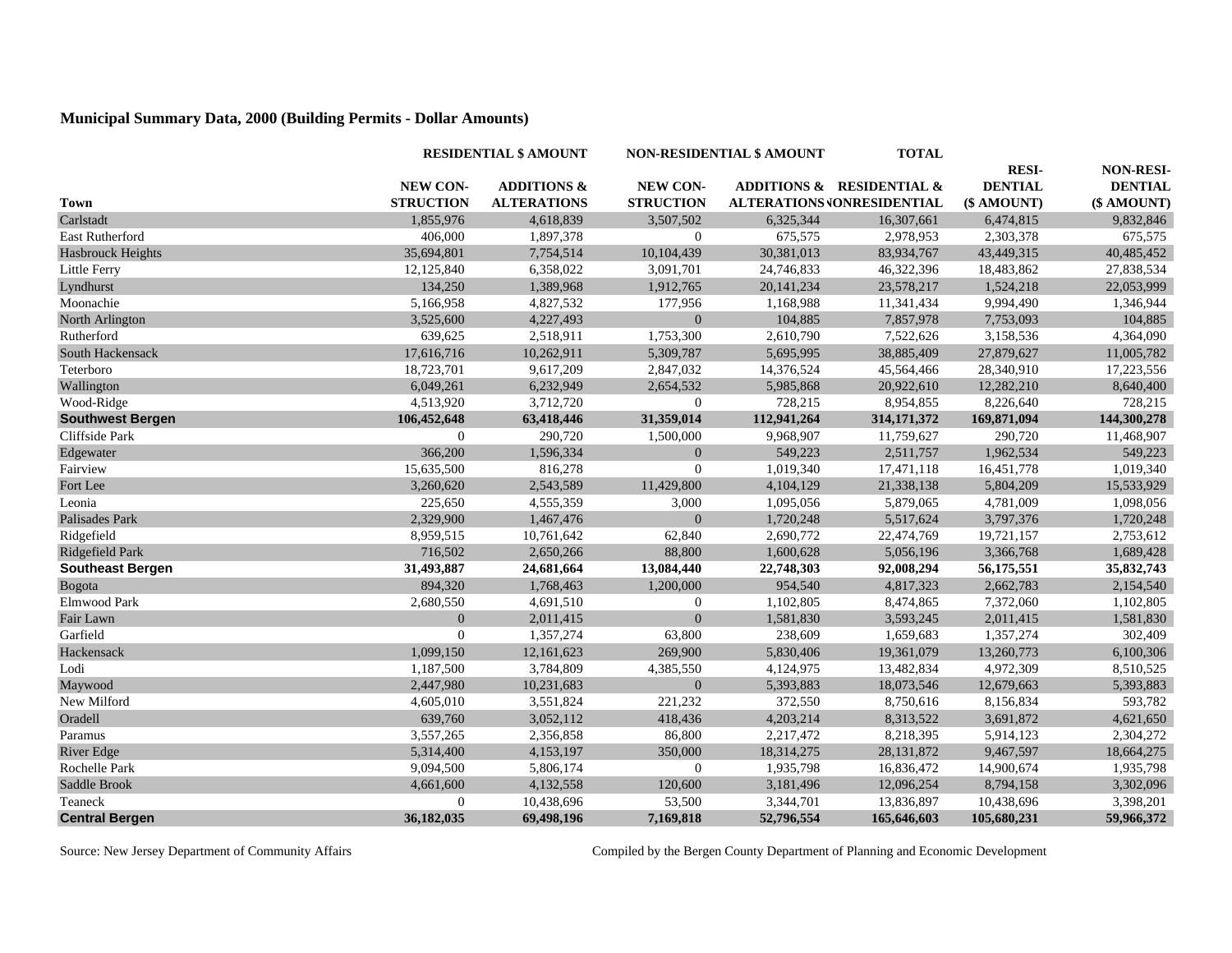**Municipal Summary Data, 2000 (Building Permits - Dollar Amounts)**

| | RESIDENTIAL $ AMOUNT | | NON-RESIDENTIAL $ AMOUNT | | TOTAL | | |
|---|---|---|---|---|---|---|---|
| Town | NEW CON-STRUCTION | ADDITIONS & ALTERATIONS | NEW CON-STRUCTION | ADDITIONS & ALTERATIONS | RESIDENTIAL & NONRESIDENTIAL | RESI-DENTIAL ($ AMOUNT) | NON-RESI-DENTIAL ($ AMOUNT) |
| Carlstadt | 1,855,976 | 4,618,839 | 3,507,502 | 6,325,344 | 16,307,661 | 6,474,815 | 9,832,846 |
| East Rutherford | 406,000 | 1,897,378 | 0 | 675,575 | 2,978,953 | 2,303,378 | 675,575 |
| Hasbrouck Heights | 35,694,801 | 7,754,514 | 10,104,439 | 30,381,013 | 83,934,767 | 43,449,315 | 40,485,452 |
| Little Ferry | 12,125,840 | 6,358,022 | 3,091,701 | 24,746,833 | 46,322,396 | 18,483,862 | 27,838,534 |
| Lyndhurst | 134,250 | 1,389,968 | 1,912,765 | 20,141,234 | 23,578,217 | 1,524,218 | 22,053,999 |
| Moonachie | 5,166,958 | 4,827,532 | 177,956 | 1,168,988 | 11,341,434 | 9,994,490 | 1,346,944 |
| North Arlington | 3,525,600 | 4,227,493 | 0 | 104,885 | 7,857,978 | 7,753,093 | 104,885 |
| Rutherford | 639,625 | 2,518,911 | 1,753,300 | 2,610,790 | 7,522,626 | 3,158,536 | 4,364,090 |
| South Hackensack | 17,616,716 | 10,262,911 | 5,309,787 | 5,695,995 | 38,885,409 | 27,879,627 | 11,005,782 |
| Teterboro | 18,723,701 | 9,617,209 | 2,847,032 | 14,376,524 | 45,564,466 | 28,340,910 | 17,223,556 |
| Wallington | 6,049,261 | 6,232,949 | 2,654,532 | 5,985,868 | 20,922,610 | 12,282,210 | 8,640,400 |
| Wood-Ridge | 4,513,920 | 3,712,720 | 0 | 728,215 | 8,954,855 | 8,226,640 | 728,215 |
| **Southwest Bergen** | **106,452,648** | **63,418,446** | **31,359,014** | **112,941,264** | **314,171,372** | **169,871,094** | **144,300,278** |
| Cliffside Park | 0 | 290,720 | 1,500,000 | 9,968,907 | 11,759,627 | 290,720 | 11,468,907 |
| Edgewater | 366,200 | 1,596,334 | 0 | 549,223 | 2,511,757 | 1,962,534 | 549,223 |
| Fairview | 15,635,500 | 816,278 | 0 | 1,019,340 | 17,471,118 | 16,451,778 | 1,019,340 |
| Fort Lee | 3,260,620 | 2,543,589 | 11,429,800 | 4,104,129 | 21,338,138 | 5,804,209 | 15,533,929 |
| Leonia | 225,650 | 4,555,359 | 3,000 | 1,095,056 | 5,879,065 | 4,781,009 | 1,098,056 |
| Palisades Park | 2,329,900 | 1,467,476 | 0 | 1,720,248 | 5,517,624 | 3,797,376 | 1,720,248 |
| Ridgefield | 8,959,515 | 10,761,642 | 62,840 | 2,690,772 | 22,474,769 | 19,721,157 | 2,753,612 |
| Ridgefield Park | 716,502 | 2,650,266 | 88,800 | 1,600,628 | 5,056,196 | 3,366,768 | 1,689,428 |
| **Southeast Bergen** | **31,493,887** | **24,681,664** | **13,084,440** | **22,748,303** | **92,008,294** | **56,175,551** | **35,832,743** |
| Bogota | 894,320 | 1,768,463 | 1,200,000 | 954,540 | 4,817,323 | 2,662,783 | 2,154,540 |
| Elmwood Park | 2,680,550 | 4,691,510 | 0 | 1,102,805 | 8,474,865 | 7,372,060 | 1,102,805 |
| Fair Lawn | 0 | 2,011,415 | 0 | 1,581,830 | 3,593,245 | 2,011,415 | 1,581,830 |
| Garfield | 0 | 1,357,274 | 63,800 | 238,609 | 1,659,683 | 1,357,274 | 302,409 |
| Hackensack | 1,099,150 | 12,161,623 | 269,900 | 5,830,406 | 19,361,079 | 13,260,773 | 6,100,306 |
| Lodi | 1,187,500 | 3,784,809 | 4,385,550 | 4,124,975 | 13,482,834 | 4,972,309 | 8,510,525 |
| Maywood | 2,447,980 | 10,231,683 | 0 | 5,393,883 | 18,073,546 | 12,679,663 | 5,393,883 |
| New Milford | 4,605,010 | 3,551,824 | 221,232 | 372,550 | 8,750,616 | 8,156,834 | 593,782 |
| Oradell | 639,760 | 3,052,112 | 418,436 | 4,203,214 | 8,313,522 | 3,691,872 | 4,621,650 |
| Paramus | 3,557,265 | 2,356,858 | 86,800 | 2,217,472 | 8,218,395 | 5,914,123 | 2,304,272 |
| River Edge | 5,314,400 | 4,153,197 | 350,000 | 18,314,275 | 28,131,872 | 9,467,597 | 18,664,275 |
| Rochelle Park | 9,094,500 | 5,806,174 | 0 | 1,935,798 | 16,836,472 | 14,900,674 | 1,935,798 |
| Saddle Brook | 4,661,600 | 4,132,558 | 120,600 | 3,181,496 | 12,096,254 | 8,794,158 | 3,302,096 |
| Teaneck | 0 | 10,438,696 | 53,500 | 3,344,701 | 13,836,897 | 10,438,696 | 3,398,201 |
| **Central Bergen** | **36,182,035** | **69,498,196** | **7,169,818** | **52,796,554** | **165,646,603** | **105,680,231** | **59,966,372** |

Source: New Jersey Department of Community Affairs

Compiled by the Bergen County Department of Planning and Economic Development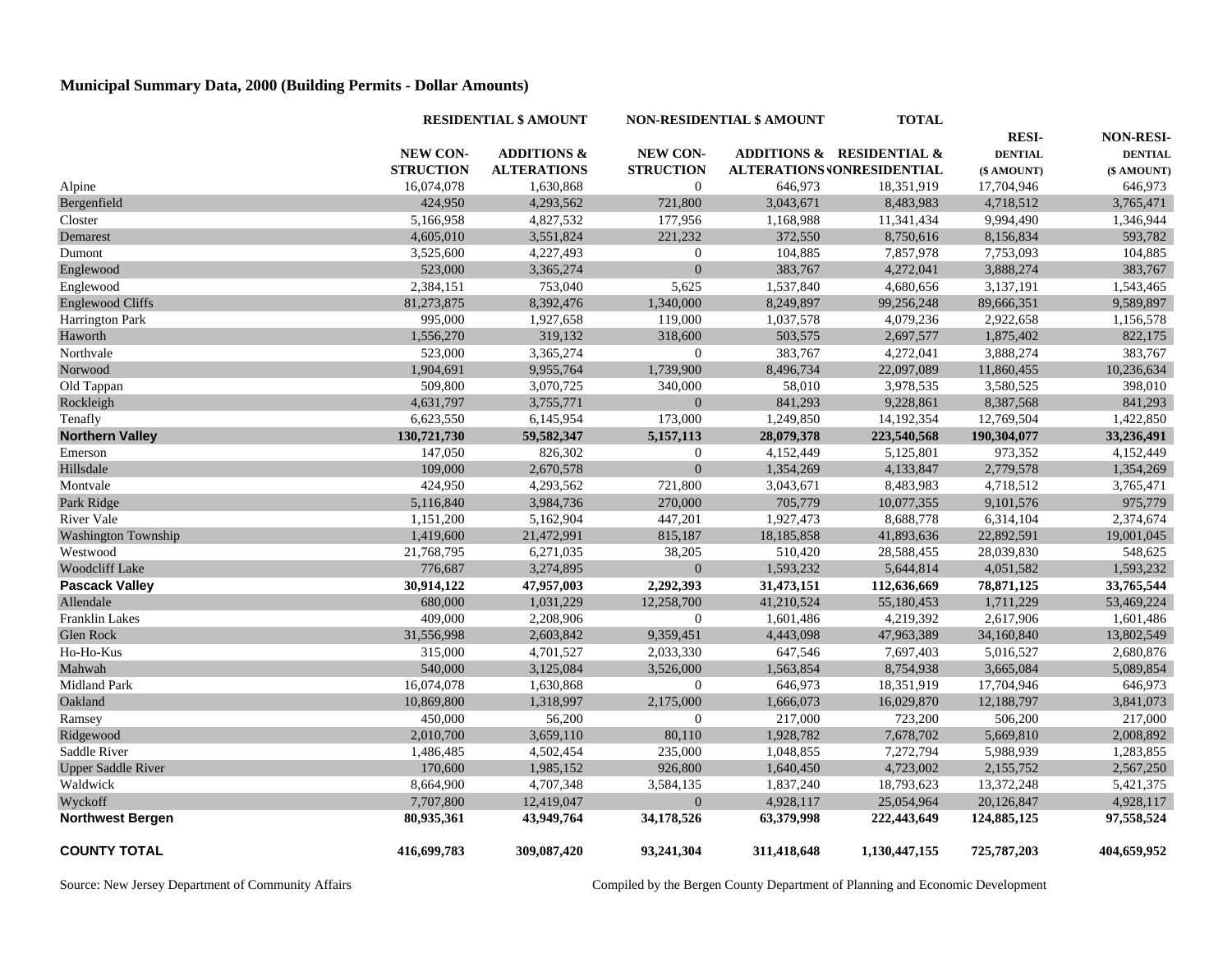**Municipal Summary Data, 2000 (Building Permits - Dollar Amounts)**

| | RESIDENTIAL $ AMOUNT | | NON-RESIDENTIAL $ AMOUNT | | TOTAL | | |
|---|---|---|---|---|---|---|---|
| | NEW CON-STRUCTION | ADDITIONS & ALTERATIONS | NEW CON-STRUCTION | ADDITIONS & ALTERATIONS | RESIDENTIAL & NONRESIDENTIAL | RESI-DENTIAL ($ AMOUNT) | NON-RESI-DENTIAL ($ AMOUNT) |
| Alpine | 16,074,078 | 1,630,868 | 0 | 646,973 | 18,351,919 | 17,704,946 | 646,973 |
| Bergenfield | 424,950 | 4,293,562 | 721,800 | 3,043,671 | 8,483,983 | 4,718,512 | 3,765,471 |
| Closter | 5,166,958 | 4,827,532 | 177,956 | 1,168,988 | 11,341,434 | 9,994,490 | 1,346,944 |
| Demarest | 4,605,010 | 3,551,824 | 221,232 | 372,550 | 8,750,616 | 8,156,834 | 593,782 |
| Dumont | 3,525,600 | 4,227,493 | 0 | 104,885 | 7,857,978 | 7,753,093 | 104,885 |
| Englewood | 523,000 | 3,365,274 | 0 | 383,767 | 4,272,041 | 3,888,274 | 383,767 |
| Englewood | 2,384,151 | 753,040 | 5,625 | 1,537,840 | 4,680,656 | 3,137,191 | 1,543,465 |
| Englewood Cliffs | 81,273,875 | 8,392,476 | 1,340,000 | 8,249,897 | 99,256,248 | 89,666,351 | 9,589,897 |
| Harrington Park | 995,000 | 1,927,658 | 119,000 | 1,037,578 | 4,079,236 | 2,922,658 | 1,156,578 |
| Haworth | 1,556,270 | 319,132 | 318,600 | 503,575 | 2,697,577 | 1,875,402 | 822,175 |
| Northvale | 523,000 | 3,365,274 | 0 | 383,767 | 4,272,041 | 3,888,274 | 383,767 |
| Norwood | 1,904,691 | 9,955,764 | 1,739,900 | 8,496,734 | 22,097,089 | 11,860,455 | 10,236,634 |
| Old Tappan | 509,800 | 3,070,725 | 340,000 | 58,010 | 3,978,535 | 3,580,525 | 398,010 |
| Rockleigh | 4,631,797 | 3,755,771 | 0 | 841,293 | 9,228,861 | 8,387,568 | 841,293 |
| Tenafly | 6,623,550 | 6,145,954 | 173,000 | 1,249,850 | 14,192,354 | 12,769,504 | 1,422,850 |
| **Northern Valley** | **130,721,730** | **59,582,347** | **5,157,113** | **28,079,378** | **223,540,568** | **190,304,077** | **33,236,491** |
| Emerson | 147,050 | 826,302 | 0 | 4,152,449 | 5,125,801 | 973,352 | 4,152,449 |
| Hillsdale | 109,000 | 2,670,578 | 0 | 1,354,269 | 4,133,847 | 2,779,578 | 1,354,269 |
| Montvale | 424,950 | 4,293,562 | 721,800 | 3,043,671 | 8,483,983 | 4,718,512 | 3,765,471 |
| Park Ridge | 5,116,840 | 3,984,736 | 270,000 | 705,779 | 10,077,355 | 9,101,576 | 975,779 |
| River Vale | 1,151,200 | 5,162,904 | 447,201 | 1,927,473 | 8,688,778 | 6,314,104 | 2,374,674 |
| Washington Township | 1,419,600 | 21,472,991 | 815,187 | 18,185,858 | 41,893,636 | 22,892,591 | 19,001,045 |
| Westwood | 21,768,795 | 6,271,035 | 38,205 | 510,420 | 28,588,455 | 28,039,830 | 548,625 |
| Woodcliff Lake | 776,687 | 3,274,895 | 0 | 1,593,232 | 5,644,814 | 4,051,582 | 1,593,232 |
| **Pascack Valley** | **30,914,122** | **47,957,003** | **2,292,393** | **31,473,151** | **112,636,669** | **78,871,125** | **33,765,544** |
| Allendale | 680,000 | 1,031,229 | 12,258,700 | 41,210,524 | 55,180,453 | 1,711,229 | 53,469,224 |
| Franklin Lakes | 409,000 | 2,208,906 | 0 | 1,601,486 | 4,219,392 | 2,617,906 | 1,601,486 |
| Glen Rock | 31,556,998 | 2,603,842 | 9,359,451 | 4,443,098 | 47,963,389 | 34,160,840 | 13,802,549 |
| Ho-Ho-Kus | 315,000 | 4,701,527 | 2,033,330 | 647,546 | 7,697,403 | 5,016,527 | 2,680,876 |
| Mahwah | 540,000 | 3,125,084 | 3,526,000 | 1,563,854 | 8,754,938 | 3,665,084 | 5,089,854 |
| Midland Park | 16,074,078 | 1,630,868 | 0 | 646,973 | 18,351,919 | 17,704,946 | 646,973 |
| Oakland | 10,869,800 | 1,318,997 | 2,175,000 | 1,666,073 | 16,029,870 | 12,188,797 | 3,841,073 |
| Ramsey | 450,000 | 56,200 | 0 | 217,000 | 723,200 | 506,200 | 217,000 |
| Ridgewood | 2,010,700 | 3,659,110 | 80,110 | 1,928,782 | 7,678,702 | 5,669,810 | 2,008,892 |
| Saddle River | 1,486,485 | 4,502,454 | 235,000 | 1,048,855 | 7,272,794 | 5,988,939 | 1,283,855 |
| Upper Saddle River | 170,600 | 1,985,152 | 926,800 | 1,640,450 | 4,723,002 | 2,155,752 | 2,567,250 |
| Waldwick | 8,664,900 | 4,707,348 | 3,584,135 | 1,837,240 | 18,793,623 | 13,372,248 | 5,421,375 |
| Wyckoff | 7,707,800 | 12,419,047 | 0 | 4,928,117 | 25,054,964 | 20,126,847 | 4,928,117 |
| **Northwest Bergen** | **80,935,361** | **43,949,764** | **34,178,526** | **63,379,998** | **222,443,649** | **124,885,125** | **97,558,524** |
| **COUNTY TOTAL** | **416,699,783** | **309,087,420** | **93,241,304** | **311,418,648** | **1,130,447,155** | **725,787,203** | **404,659,952** |

Source: New Jersey Department of Community Affairs

Compiled by the Bergen County Department of Planning and Economic Development